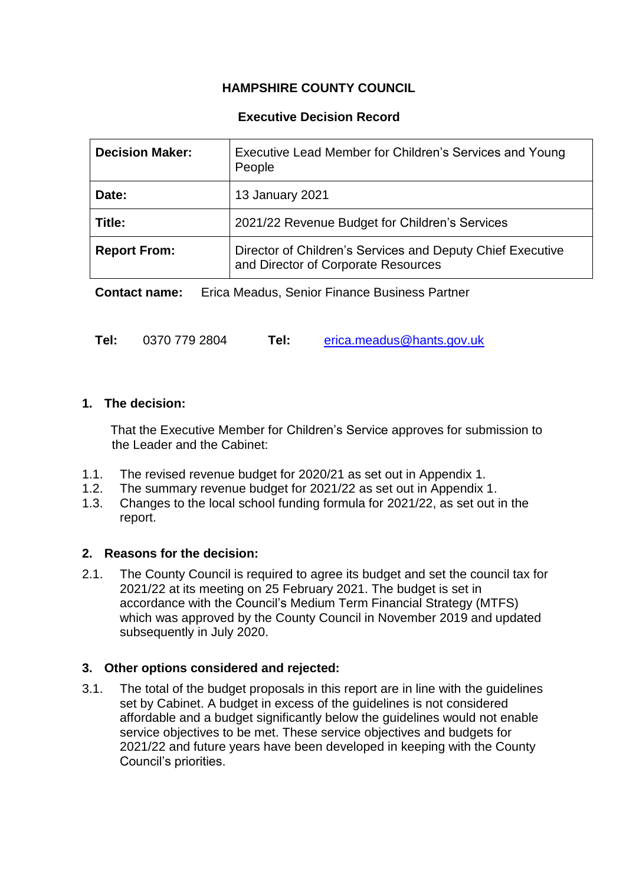# HAMPSHIRE COUNTY COUNCIL

## Executive Decision Record

| **Decision Maker:** | Executive Lead Member for Children's Services and Young People |
|---|---|
| **Date:** | 13 January 2021 |
| **Title:** | 2021/22 Revenue Budget for Children's Services |
| **Report From:** | Director of Children's Services and Deputy Chief Executive and Director of Corporate Resources |

**Contact name:** Erica Meadus, Senior Finance Business Partner

**Tel:** 0370 779 2804 **Tel:** erica.meadus@hants.gov.uk

### 1. The decision:

That the Executive Member for Children's Service approves for submission to the Leader and the Cabinet:

1.1. The revised revenue budget for 2020/21 as set out in Appendix 1.
1.2. The summary revenue budget for 2021/22 as set out in Appendix 1.
1.3. Changes to the local school funding formula for 2021/22, as set out in the report.

### 2. Reasons for the decision:

2.1. The County Council is required to agree its budget and set the council tax for 2021/22 at its meeting on 25 February 2021. The budget is set in accordance with the Council's Medium Term Financial Strategy (MTFS) which was approved by the County Council in November 2019 and updated subsequently in July 2020.

### 3. Other options considered and rejected:

3.1. The total of the budget proposals in this report are in line with the guidelines set by Cabinet. A budget in excess of the guidelines is not considered affordable and a budget significantly below the guidelines would not enable service objectives to be met. These service objectives and budgets for 2021/22 and future years have been developed in keeping with the County Council's priorities.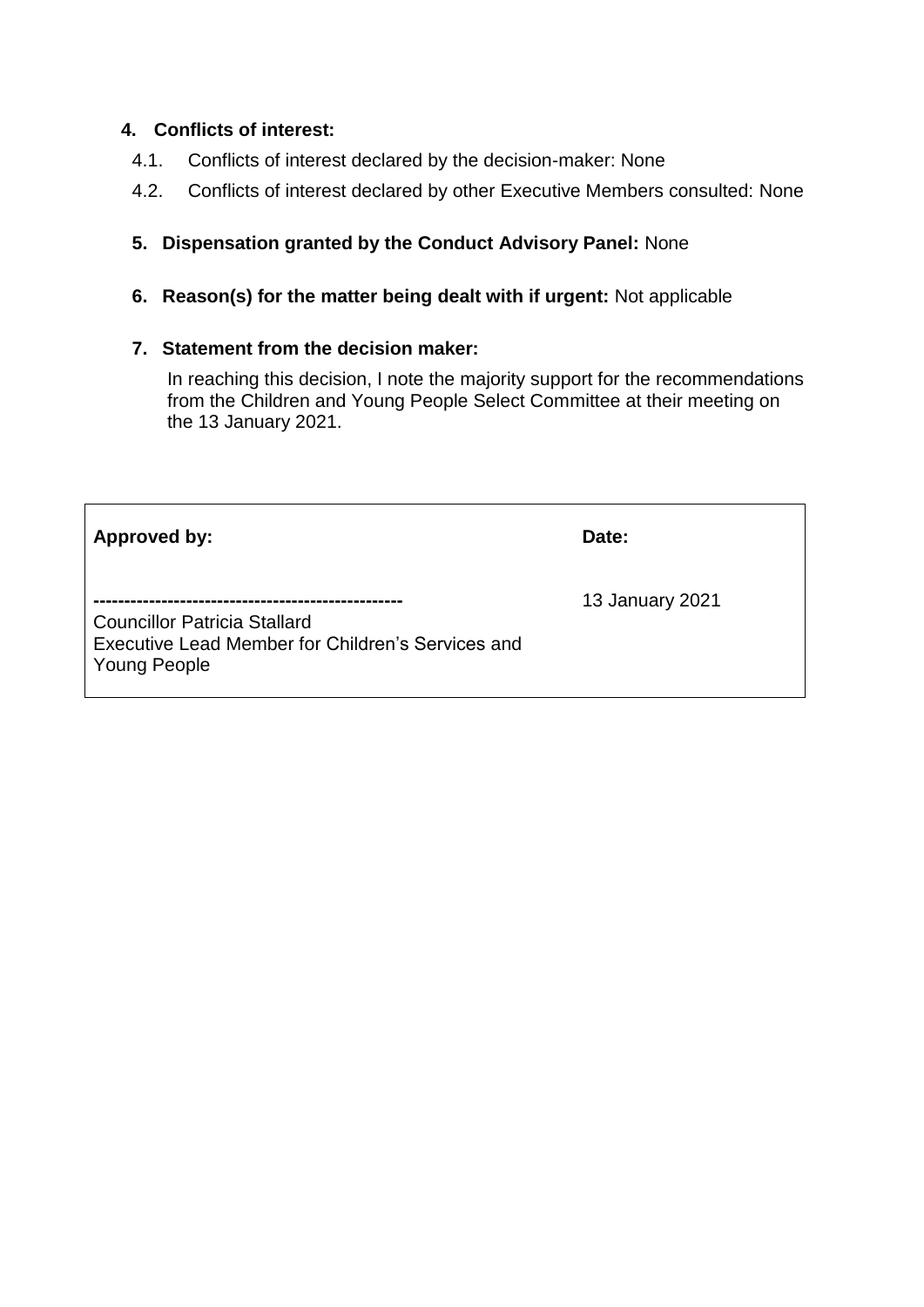**4. Conflicts of interest:**

4.1. Conflicts of interest declared by the decision-maker: None

4.2. Conflicts of interest declared by other Executive Members consulted: None

**5. Dispensation granted by the Conduct Advisory Panel:** None

**6. Reason(s) for the matter being dealt with if urgent:** Not applicable

**7. Statement from the decision maker:**

In reaching this decision, I note the majority support for the recommendations from the Children and Young People Select Committee at their meeting on the 13 January 2021.

| **Approved by:** | **Date:** |
| --- | --- |
| **--------------------------------------------------**<br>Councillor Patricia Stallard<br>Executive Lead Member for Children's Services and Young People | 13 January 2021 |